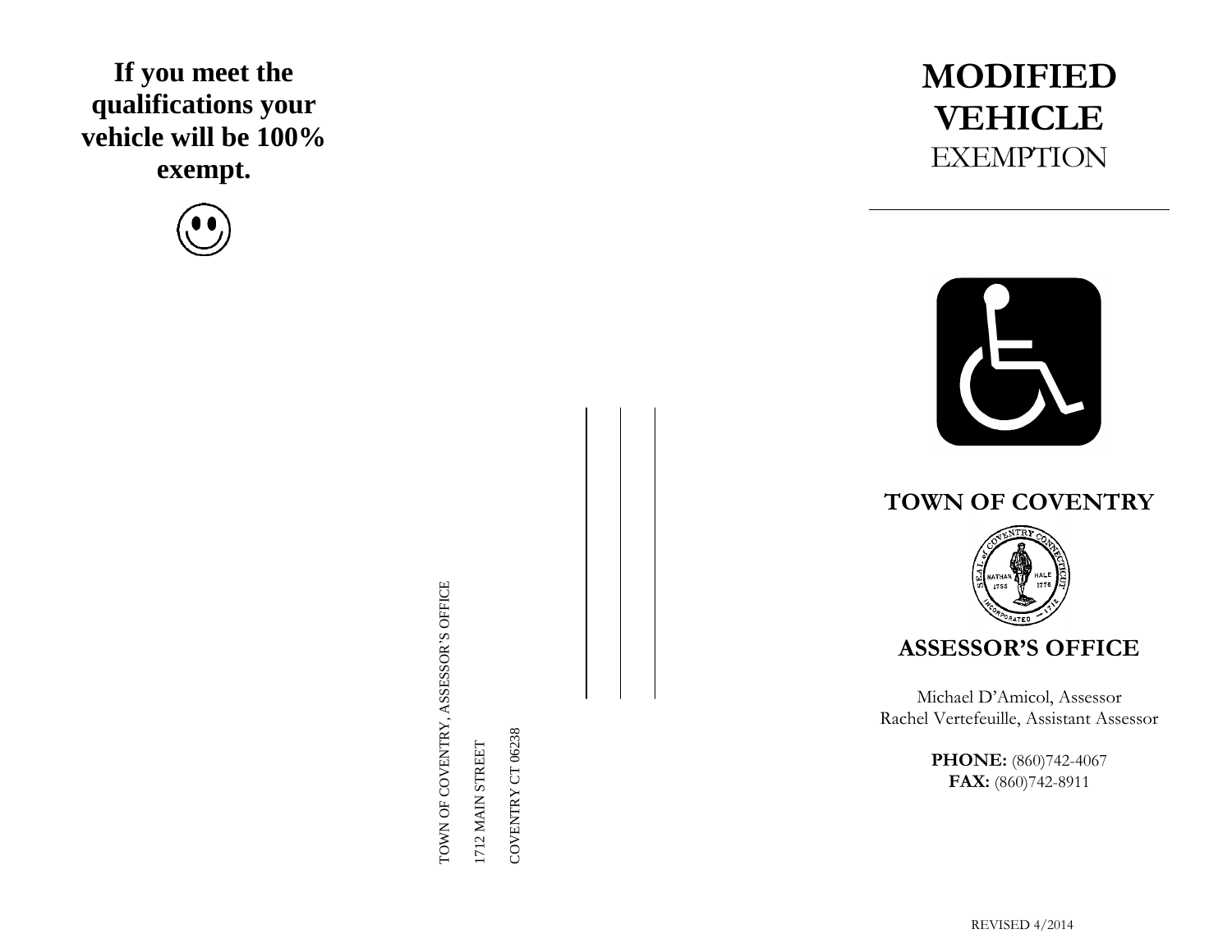**If you meet the qualifications your vehicle will be 100% exempt.**

TOWN OF COVENTRY, ASSESSOR'S OFFICE

1712 MAIN STREET

COVENTRY CT 06238

# MODIFIED VEHICLE EXEMPTION

## TOWN OF COVENTRY

## ASSESSOR'S OFFICE

Michael D'Amicol, Assessor
Rachel Vertefeuille, Assistant Assessor

**PHONE:** (860)742-4067
**FAX:** (860)742-8911

REVISED 4/2014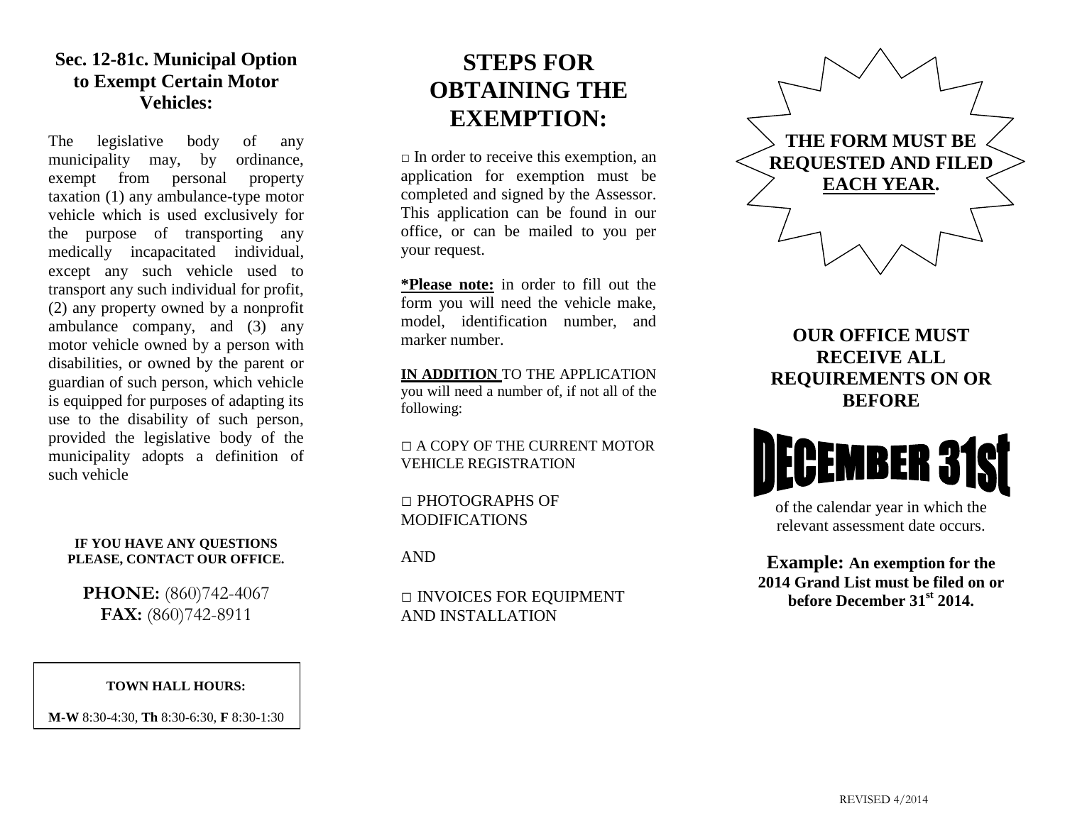### Sec. 12-81c. Municipal Option to Exempt Certain Motor Vehicles:

The legislative body of any municipality may, by ordinance, exempt from personal property taxation (1) any ambulance-type motor vehicle which is used exclusively for the purpose of transporting any medically incapacitated individual, except any such vehicle used to transport any such individual for profit, (2) any property owned by a nonprofit ambulance company, and (3) any motor vehicle owned by a person with disabilities, or owned by the parent or guardian of such person, which vehicle is equipped for purposes of adapting its use to the disability of such person, provided the legislative body of the municipality adopts a definition of such vehicle

**IF YOU HAVE ANY QUESTIONS PLEASE, CONTACT OUR OFFICE.**

**PHONE:** (860)742-4067
**FAX:** (860)742-8911

**TOWN HALL HOURS:**

**M-W** 8:30-4:30, **Th** 8:30-6:30, **F** 8:30-1:30

## STEPS FOR OBTAINING THE EXEMPTION:

□ In order to receive this exemption, an application for exemption must be completed and signed by the Assessor. This application can be found in our office, or can be mailed to you per your request.

**\*Please note:** in order to fill out the form you will need the vehicle make, model, identification number, and marker number.

**IN ADDITION** TO THE APPLICATION you will need a number of, if not all of the following:

□ A COPY OF THE CURRENT MOTOR VEHICLE REGISTRATION

□ PHOTOGRAPHS OF MODIFICATIONS

AND

□ INVOICES FOR EQUIPMENT AND INSTALLATION

**THE FORM MUST BE REQUESTED AND FILED EACH YEAR.**

### OUR OFFICE MUST RECEIVE ALL REQUIREMENTS ON OR BEFORE

# DECEMBER 31st

of the calendar year in which the relevant assessment date occurs.

**Example: An exemption for the 2014 Grand List must be filed on or before December 31st 2014.**

REVISED 4/2014